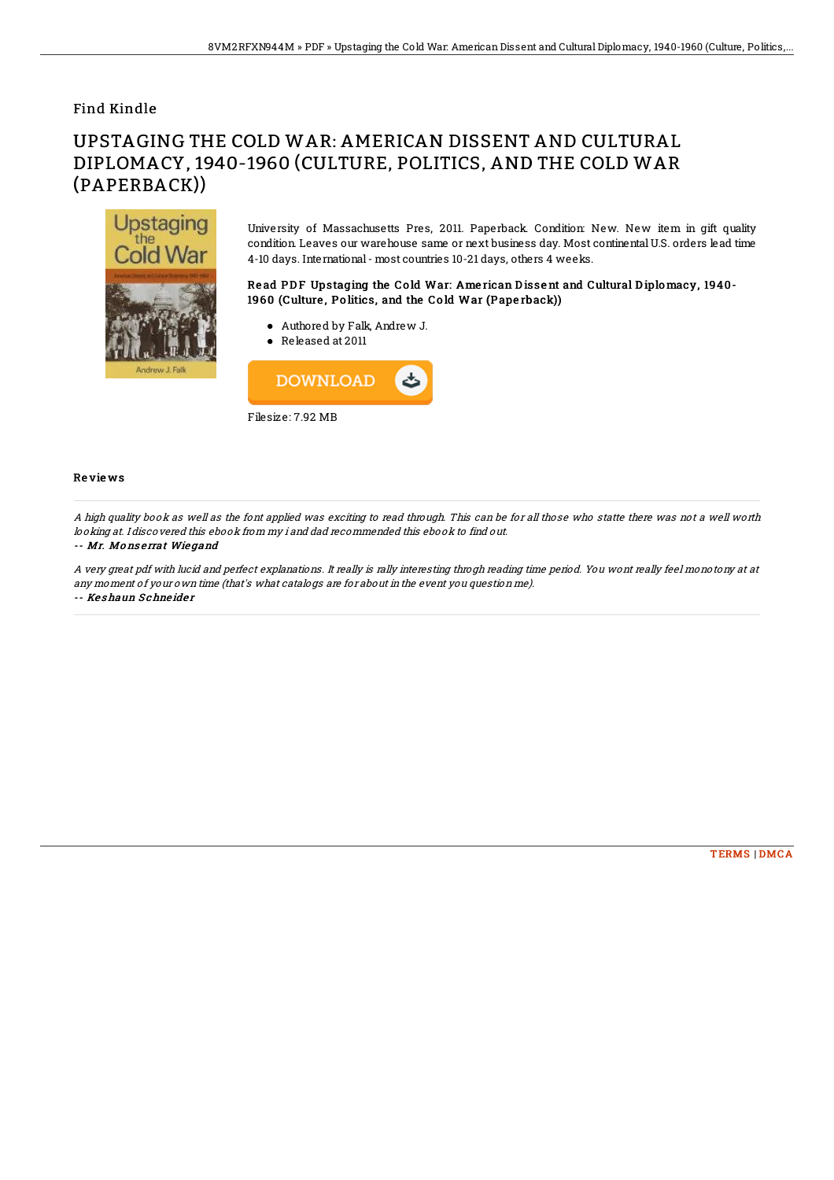Find Kindle

# UPSTAGING THE COLD WAR: AMERICAN DISSENT AND CULTURAL DIPLOMACY, 1940-1960 (CULTURE, POLITICS, AND THE COLD WAR (PAPERBACK))

University of Massachusetts Pres, 2011. Paperback. Condition: New. New item in gift quality condition. Leaves our warehouse same or next business day. Most continental U.S. orders lead time 4-10 days. International - most countries 10-21 days, others 4 weeks.

### Read PDF Upstaging the Cold War: American Dissent and Cultural Diplomacy, 1940-1960 (Culture, Politics, and the Cold War (Paperback))

- Authored by Falk, Andrew J.
- Released at 2011

DOWNLOAD

Filesize: 7.92 MB

## Reviews

*A high quality book as well as the font applied was exciting to read through. This can be for all those who statte there was not a well worth looking at. I discovered this ebook from my i and dad recommended this ebook to find out.*

-- **Mr. Monserrat Wiegand**

*A very great pdf with lucid and perfect explanations. It really is rally interesting throgh reading time period. You wont really feel monotony at at any moment of your own time (that's what catalogs are for about in the event you question me).*

-- **Keshaun Schneider**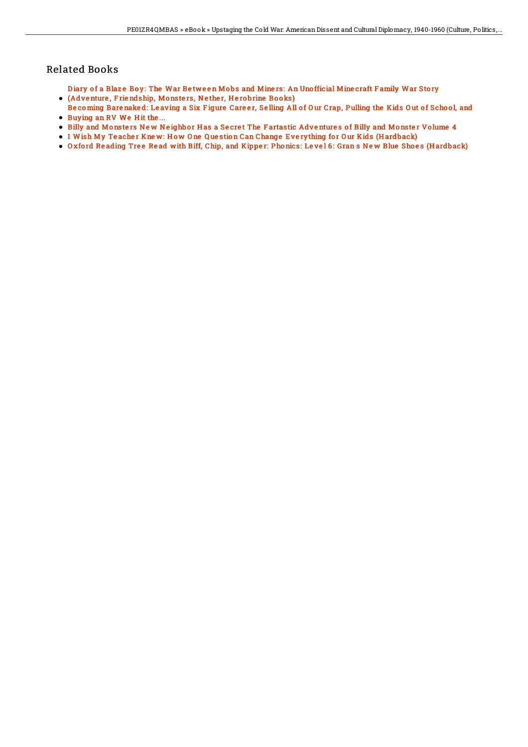## Related Books

- Diary of a Blaze Boy: The War Between Mobs and Miners: An Unofficial Minecraft Family War Story (Adventure, Friendship, Monsters, Nether, Herobrine Books)
- Becoming Barenaked: Leaving a Six Figure Career, Selling All of Our Crap, Pulling the Kids Out of School, and Buying an RV We Hit the...
- Billy and Monsters New Neighbor Has a Secret The Fartastic Adventures of Billy and Monster Volume 4
- I Wish My Teacher Knew: How One Question Can Change Everything for Our Kids (Hardback)
- Oxford Reading Tree Read with Biff, Chip, and Kipper: Phonics: Level 6: Gran s New Blue Shoes (Hardback)